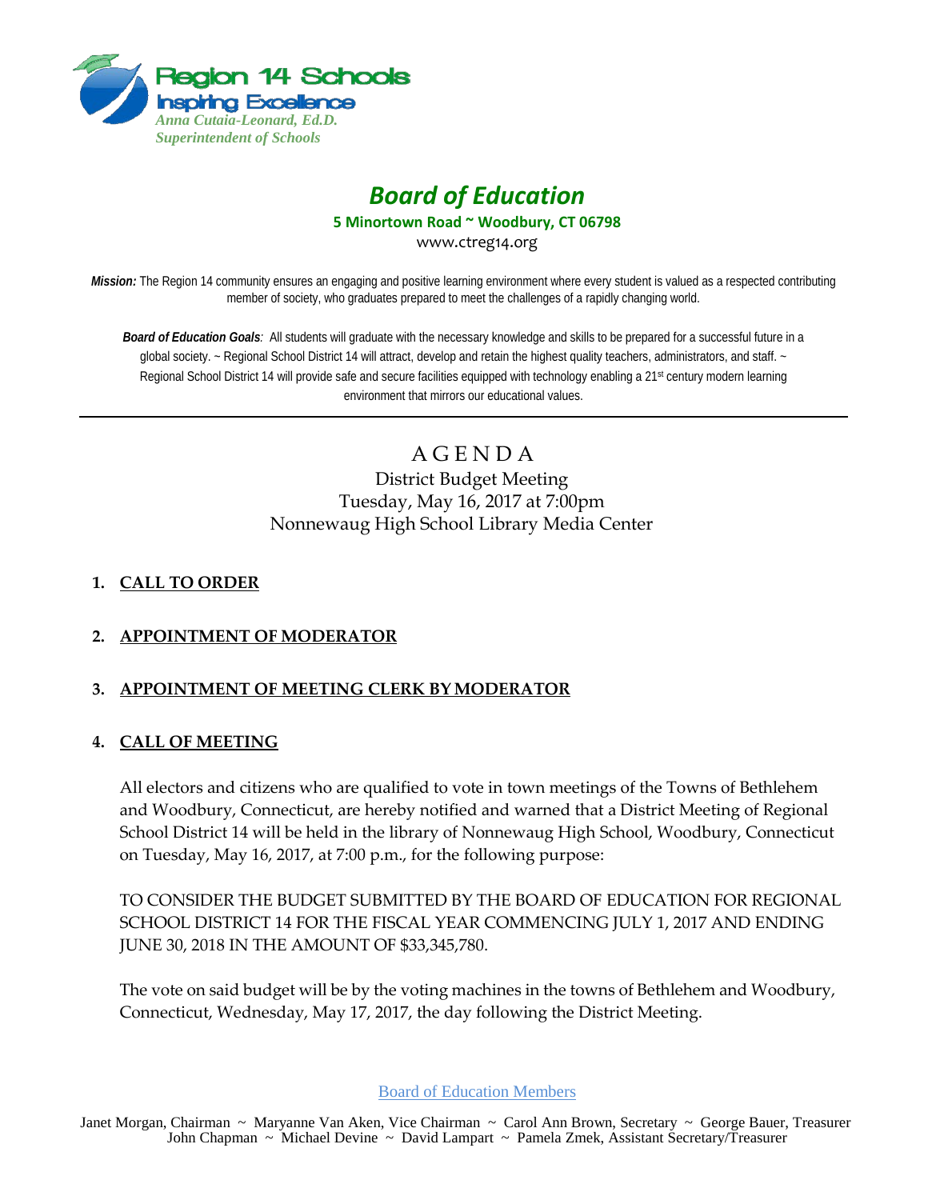Region 14 Schools
Inspiring Excellence
*Anna Cutaia-Leonard, Ed.D.*
*Superintendent of Schools*

# *Board of Education*

**5 Minortown Road ~ Woodbury, CT 06798**

www.ctreg14.org

***Mission:*** The Region 14 community ensures an engaging and positive learning environment where every student is valued as a respected contributing member of society, who graduates prepared to meet the challenges of a rapidly changing world.

***Board of Education Goals**:* All students will graduate with the necessary knowledge and skills to be prepared for a successful future in a global society. ~ Regional School District 14 will attract, develop and retain the highest quality teachers, administrators, and staff. ~ Regional School District 14 will provide safe and secure facilities equipped with technology enabling a 21st century modern learning environment that mirrors our educational values.

---

## AGENDA

District Budget Meeting
Tuesday, May 16, 2017 at 7:00pm
Nonnewaug High School Library Media Center

1. **CALL TO ORDER**

2. **APPOINTMENT OF MODERATOR**

3. **APPOINTMENT OF MEETING CLERK BY MODERATOR**

4. **CALL OF MEETING**

   All electors and citizens who are qualified to vote in town meetings of the Towns of Bethlehem and Woodbury, Connecticut, are hereby notified and warned that a District Meeting of Regional School District 14 will be held in the library of Nonnewaug High School, Woodbury, Connecticut on Tuesday, May 16, 2017, at 7:00 p.m., for the following purpose:

   TO CONSIDER THE BUDGET SUBMITTED BY THE BOARD OF EDUCATION FOR REGIONAL SCHOOL DISTRICT 14 FOR THE FISCAL YEAR COMMENCING JULY 1, 2017 AND ENDING JUNE 30, 2018 IN THE AMOUNT OF $33,345,780.

   The vote on said budget will be by the voting machines in the towns of Bethlehem and Woodbury, Connecticut, Wednesday, May 17, 2017, the day following the District Meeting.

Board of Education Members

Janet Morgan, Chairman ~ Maryanne Van Aken, Vice Chairman ~ Carol Ann Brown, Secretary ~ George Bauer, Treasurer
John Chapman ~ Michael Devine ~ David Lampart ~ Pamela Zmek, Assistant Secretary/Treasurer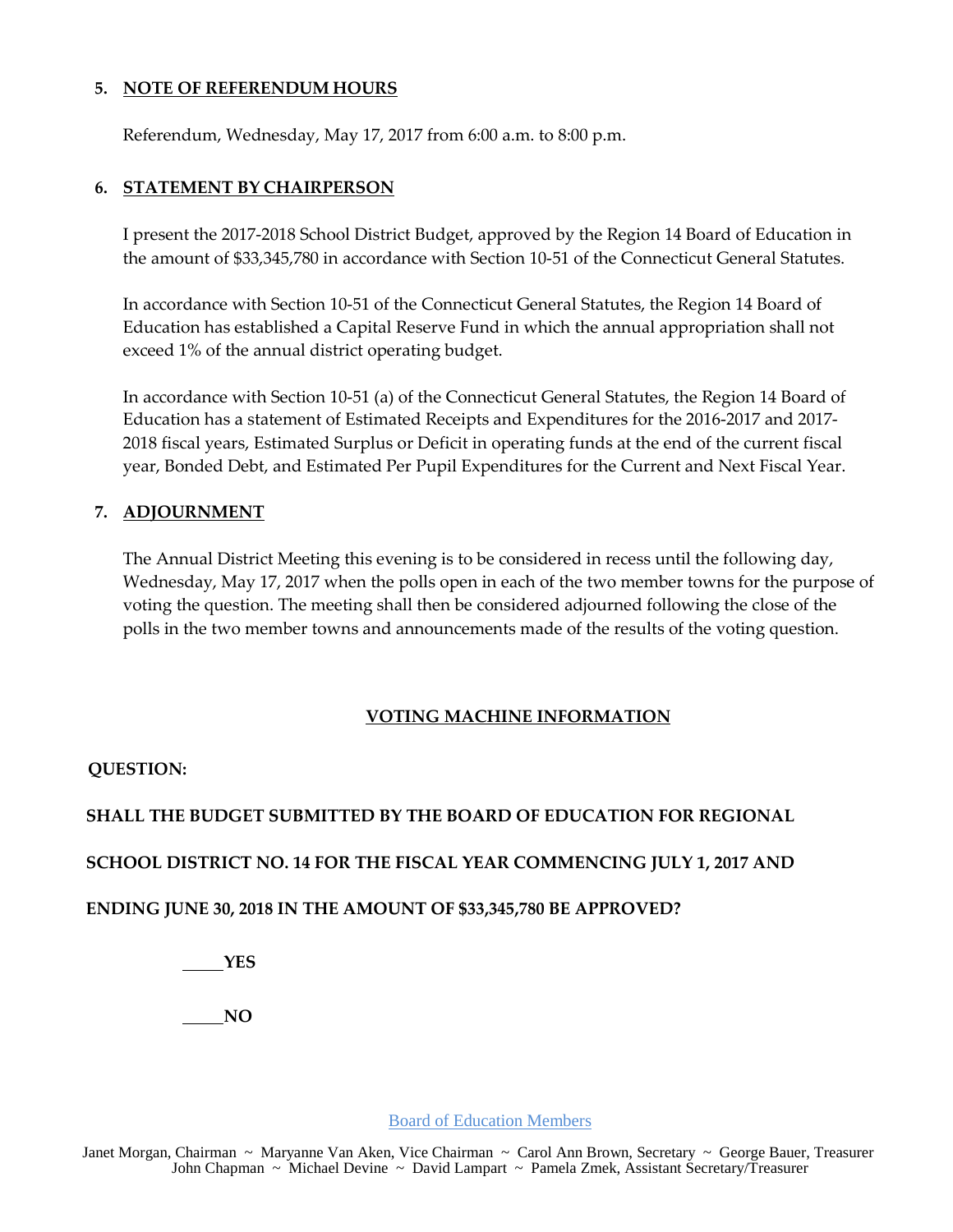5. **NOTE OF REFERENDUM HOURS**

Referendum, Wednesday, May 17, 2017 from 6:00 a.m. to 8:00 p.m.

6. **STATEMENT BY CHAIRPERSON**

I present the 2017-2018 School District Budget, approved by the Region 14 Board of Education in the amount of $33,345,780 in accordance with Section 10-51 of the Connecticut General Statutes.

In accordance with Section 10-51 of the Connecticut General Statutes, the Region 14 Board of Education has established a Capital Reserve Fund in which the annual appropriation shall not exceed 1% of the annual district operating budget.

In accordance with Section 10-51 (a) of the Connecticut General Statutes, the Region 14 Board of Education has a statement of Estimated Receipts and Expenditures for the 2016-2017 and 2017-2018 fiscal years, Estimated Surplus or Deficit in operating funds at the end of the current fiscal year, Bonded Debt, and Estimated Per Pupil Expenditures for the Current and Next Fiscal Year.

7. **ADJOURNMENT**

The Annual District Meeting this evening is to be considered in recess until the following day, Wednesday, May 17, 2017 when the polls open in each of the two member towns for the purpose of voting the question. The meeting shall then be considered adjourned following the close of the polls in the two member towns and announcements made of the results of the voting question.

## VOTING MACHINE INFORMATION

**QUESTION:**

**SHALL THE BUDGET SUBMITTED BY THE BOARD OF EDUCATION FOR REGIONAL SCHOOL DISTRICT NO. 14 FOR THE FISCAL YEAR COMMENCING JULY 1, 2017 AND ENDING JUNE 30, 2018 IN THE AMOUNT OF $33,345,780 BE APPROVED?**

_____ **YES**

_____ **NO**

Board of Education Members

Janet Morgan, Chairman ~ Maryanne Van Aken, Vice Chairman ~ Carol Ann Brown, Secretary ~ George Bauer, Treasurer
John Chapman ~ Michael Devine ~ David Lampart ~ Pamela Zmek, Assistant Secretary/Treasurer